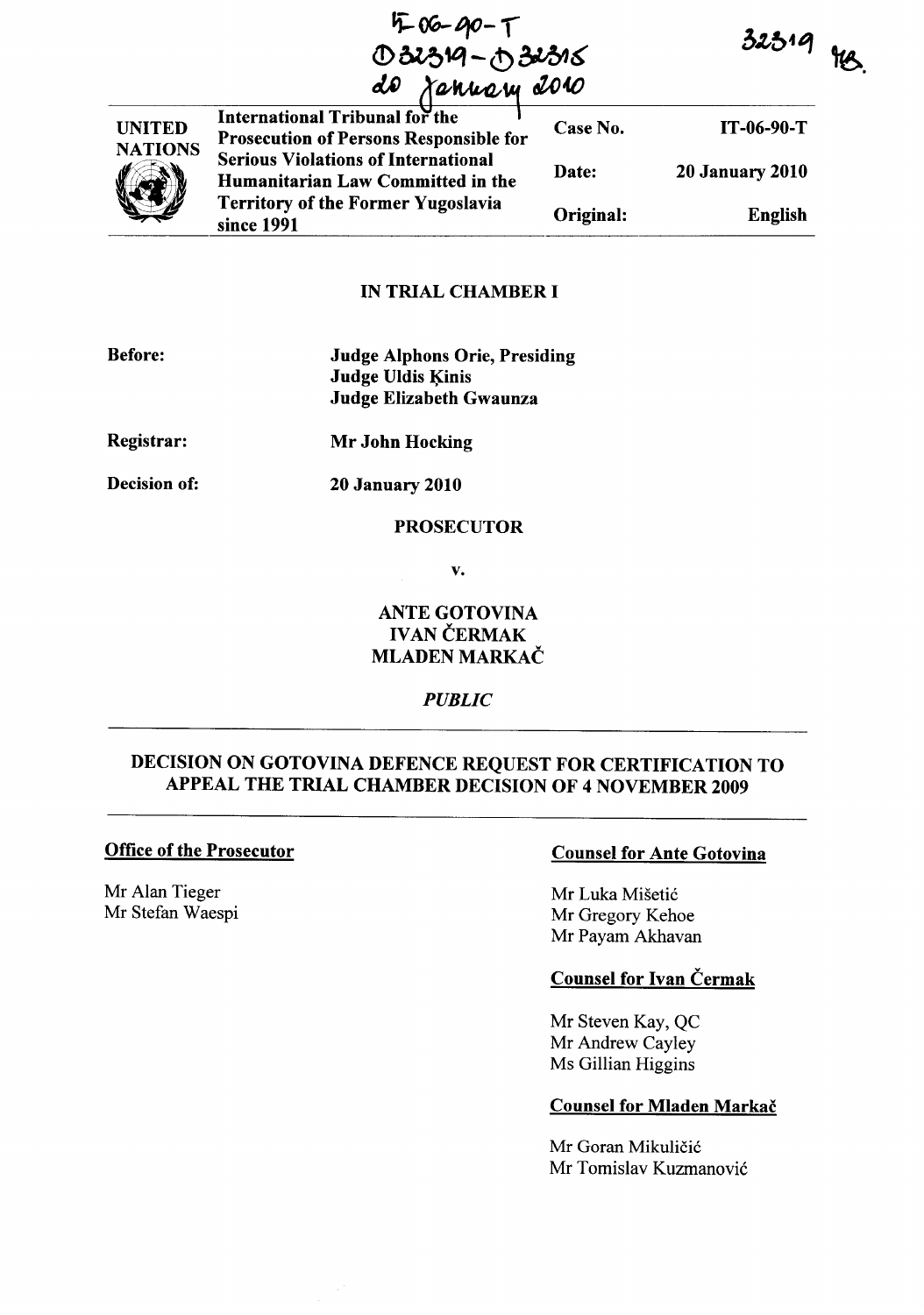IT-06-90-T
D32319 - D32315
20 January 2010

32319 MB.

| UNITED NATIONS | International Tribunal for the Prosecution of Persons Responsible for Serious Violations of International Humanitarian Law Committed in the Territory of the Former Yugoslavia since 1991 | Case No. | IT-06-90-T |
|---|---|---|---|
| | | Date: | 20 January 2010 |
| | | Original: | English |

## IN TRIAL CHAMBER I

**Before:** **Judge Alphons Orie, Presiding**
**Judge Uldis Ķinis**
**Judge Elizabeth Gwaunza**

**Registrar:** **Mr John Hocking**

**Decision of:** **20 January 2010**

**PROSECUTOR**

**v.**

**ANTE GOTOVINA**
**IVAN ČERMAK**
**MLADEN MARKAČ**

*PUBLIC*

---

## DECISION ON GOTOVINA DEFENCE REQUEST FOR CERTIFICATION TO APPEAL THE TRIAL CHAMBER DECISION OF 4 NOVEMBER 2009

---

**Office of the Prosecutor**

Mr Alan Tieger
Mr Stefan Waespi

**Counsel for Ante Gotovina**

Mr Luka Mišetić
Mr Gregory Kehoe
Mr Payam Akhavan

**Counsel for Ivan Čermak**

Mr Steven Kay, QC
Mr Andrew Cayley
Ms Gillian Higgins

**Counsel for Mladen Markač**

Mr Goran Mikuličić
Mr Tomislav Kuzmanović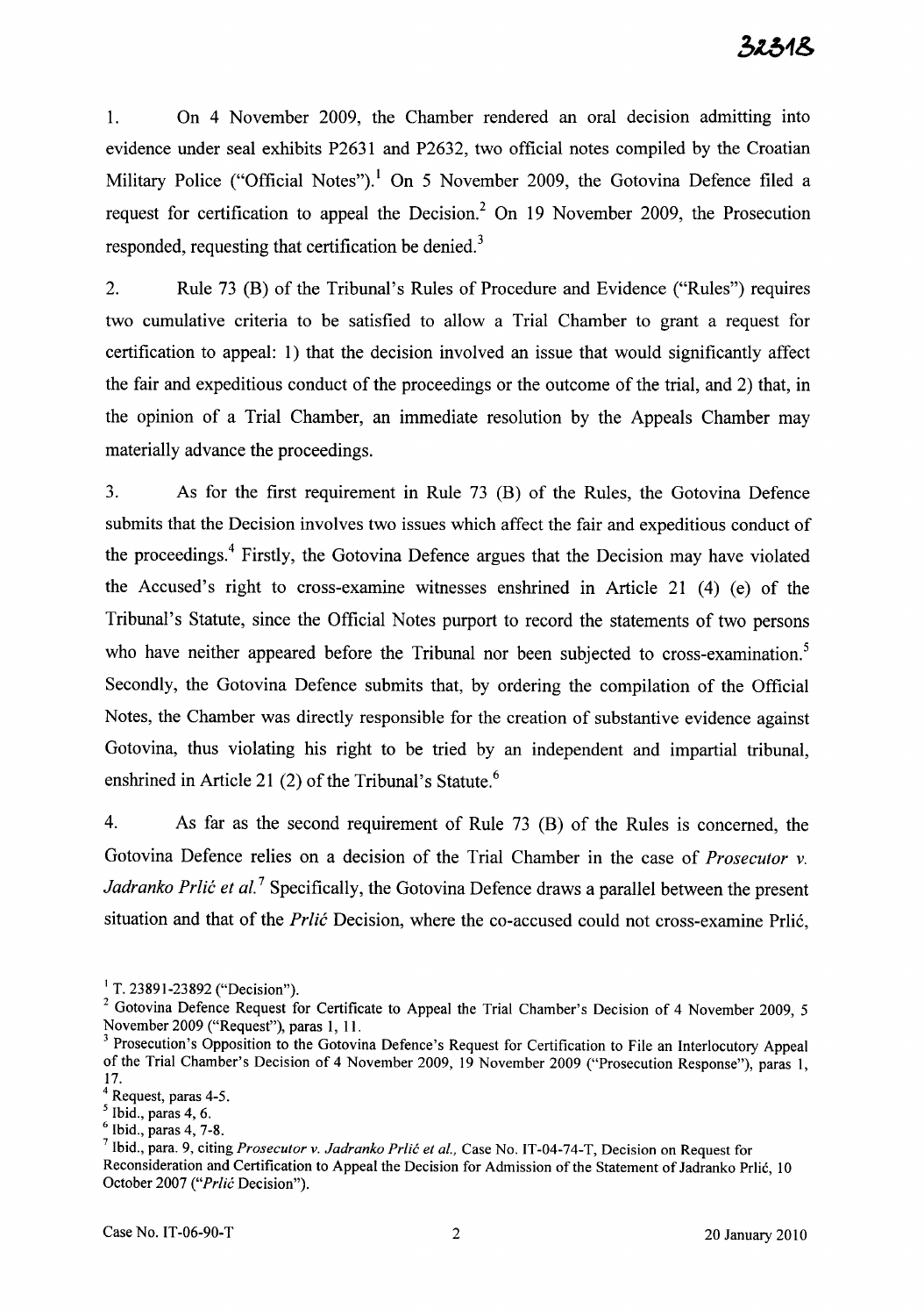1. On 4 November 2009, the Chamber rendered an oral decision admitting into evidence under seal exhibits P2631 and P2632, two official notes compiled by the Croatian Military Police ("Official Notes").[1] On 5 November 2009, the Gotovina Defence filed a request for certification to appeal the Decision.[2] On 19 November 2009, the Prosecution responded, requesting that certification be denied.[3]

2. Rule 73 (B) of the Tribunal's Rules of Procedure and Evidence ("Rules") requires two cumulative criteria to be satisfied to allow a Trial Chamber to grant a request for certification to appeal: 1) that the decision involved an issue that would significantly affect the fair and expeditious conduct of the proceedings or the outcome of the trial, and 2) that, in the opinion of a Trial Chamber, an immediate resolution by the Appeals Chamber may materially advance the proceedings.

3. As for the first requirement in Rule 73 (B) of the Rules, the Gotovina Defence submits that the Decision involves two issues which affect the fair and expeditious conduct of the proceedings.[4] Firstly, the Gotovina Defence argues that the Decision may have violated the Accused's right to cross-examine witnesses enshrined in Article 21 (4) (e) of the Tribunal's Statute, since the Official Notes purport to record the statements of two persons who have neither appeared before the Tribunal nor been subjected to cross-examination.[5] Secondly, the Gotovina Defence submits that, by ordering the compilation of the Official Notes, the Chamber was directly responsible for the creation of substantive evidence against Gotovina, thus violating his right to be tried by an independent and impartial tribunal, enshrined in Article 21 (2) of the Tribunal's Statute.[6]

4. As far as the second requirement of Rule 73 (B) of the Rules is concerned, the Gotovina Defence relies on a decision of the Trial Chamber in the case of *Prosecutor v. Jadranko Prlić et al.*[7] Specifically, the Gotovina Defence draws a parallel between the present situation and that of the *Prlić* Decision, where the co-accused could not cross-examine Prlić,

---

[1] T. 23891-23892 ("Decision").

[2] Gotovina Defence Request for Certificate to Appeal the Trial Chamber's Decision of 4 November 2009, 5 November 2009 ("Request"), paras 1, 11.

[3] Prosecution's Opposition to the Gotovina Defence's Request for Certification to File an Interlocutory Appeal of the Trial Chamber's Decision of 4 November 2009, 19 November 2009 ("Prosecution Response"), paras 1, 17.

[4] Request, paras 4-5.

[5] Ibid., paras 4, 6.

[6] Ibid., paras 4, 7-8.

[7] Ibid., para. 9, citing *Prosecutor v. Jadranko Prlić et al.*, Case No. IT-04-74-T, Decision on Request for Reconsideration and Certification to Appeal the Decision for Admission of the Statement of Jadranko Prlić, 10 October 2007 ("*Prlić* Decision").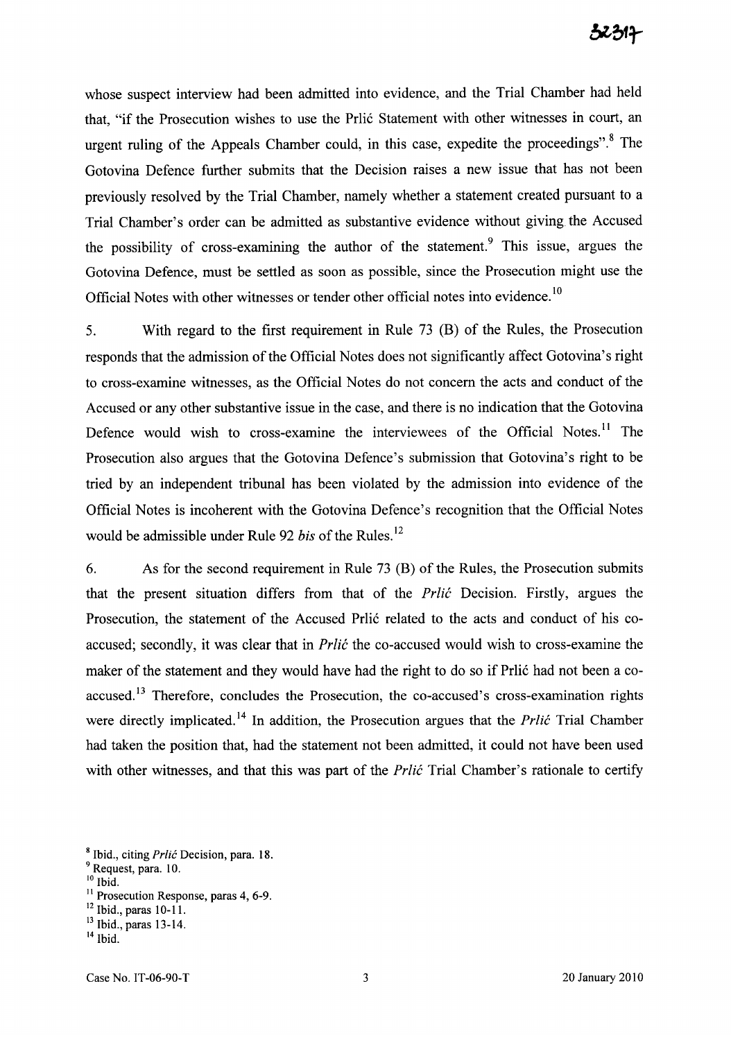whose suspect interview had been admitted into evidence, and the Trial Chamber had held that, "if the Prosecution wishes to use the Prlić Statement with other witnesses in court, an urgent ruling of the Appeals Chamber could, in this case, expedite the proceedings".[8] The Gotovina Defence further submits that the Decision raises a new issue that has not been previously resolved by the Trial Chamber, namely whether a statement created pursuant to a Trial Chamber's order can be admitted as substantive evidence without giving the Accused the possibility of cross-examining the author of the statement.[9] This issue, argues the Gotovina Defence, must be settled as soon as possible, since the Prosecution might use the Official Notes with other witnesses or tender other official notes into evidence.[10]

5. With regard to the first requirement in Rule 73 (B) of the Rules, the Prosecution responds that the admission of the Official Notes does not significantly affect Gotovina's right to cross-examine witnesses, as the Official Notes do not concern the acts and conduct of the Accused or any other substantive issue in the case, and there is no indication that the Gotovina Defence would wish to cross-examine the interviewees of the Official Notes.[11] The Prosecution also argues that the Gotovina Defence's submission that Gotovina's right to be tried by an independent tribunal has been violated by the admission into evidence of the Official Notes is incoherent with the Gotovina Defence's recognition that the Official Notes would be admissible under Rule 92 *bis* of the Rules.[12]

6. As for the second requirement in Rule 73 (B) of the Rules, the Prosecution submits that the present situation differs from that of the *Prlić* Decision. Firstly, argues the Prosecution, the statement of the Accused Prlić related to the acts and conduct of his co-accused; secondly, it was clear that in *Prlić* the co-accused would wish to cross-examine the maker of the statement and they would have had the right to do so if Prlić had not been a co-accused.[13] Therefore, concludes the Prosecution, the co-accused's cross-examination rights were directly implicated.[14] In addition, the Prosecution argues that the *Prlić* Trial Chamber had taken the position that, had the statement not been admitted, it could not have been used with other witnesses, and that this was part of the *Prlić* Trial Chamber's rationale to certify

---

[8] Ibid., citing *Prlić* Decision, para. 18.
[9] Request, para. 10.
[10] Ibid.
[11] Prosecution Response, paras 4, 6-9.
[12] Ibid., paras 10-11.
[13] Ibid., paras 13-14.
[14] Ibid.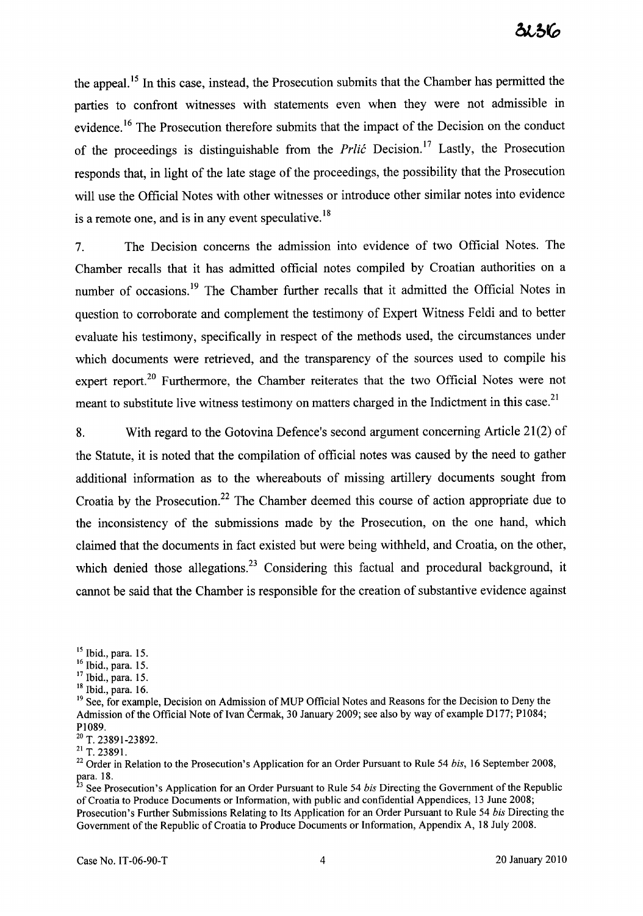the appeal.[15] In this case, instead, the Prosecution submits that the Chamber has permitted the parties to confront witnesses with statements even when they were not admissible in evidence.[16] The Prosecution therefore submits that the impact of the Decision on the conduct of the proceedings is distinguishable from the *Prlić* Decision.[17] Lastly, the Prosecution responds that, in light of the late stage of the proceedings, the possibility that the Prosecution will use the Official Notes with other witnesses or introduce other similar notes into evidence is a remote one, and is in any event speculative.[18]

7. The Decision concerns the admission into evidence of two Official Notes. The Chamber recalls that it has admitted official notes compiled by Croatian authorities on a number of occasions.[19] The Chamber further recalls that it admitted the Official Notes in question to corroborate and complement the testimony of Expert Witness Feldi and to better evaluate his testimony, specifically in respect of the methods used, the circumstances under which documents were retrieved, and the transparency of the sources used to compile his expert report.[20] Furthermore, the Chamber reiterates that the two Official Notes were not meant to substitute live witness testimony on matters charged in the Indictment in this case.[21]

8. With regard to the Gotovina Defence's second argument concerning Article 21(2) of the Statute, it is noted that the compilation of official notes was caused by the need to gather additional information as to the whereabouts of missing artillery documents sought from Croatia by the Prosecution.[22] The Chamber deemed this course of action appropriate due to the inconsistency of the submissions made by the Prosecution, on the one hand, which claimed that the documents in fact existed but were being withheld, and Croatia, on the other, which denied those allegations.[23] Considering this factual and procedural background, it cannot be said that the Chamber is responsible for the creation of substantive evidence against

---

[15] Ibid., para. 15.

[16] Ibid., para. 15.

[17] Ibid., para. 15.

[18] Ibid., para. 16.

[19] See, for example, Decision on Admission of MUP Official Notes and Reasons for the Decision to Deny the Admission of the Official Note of Ivan Čermak, 30 January 2009; see also by way of example D177; P1084; P1089.

[20] T. 23891-23892.

[21] T. 23891.

[22] Order in Relation to the Prosecution's Application for an Order Pursuant to Rule 54 *bis*, 16 September 2008, para. 18.

[23] See Prosecution's Application for an Order Pursuant to Rule 54 *bis* Directing the Government of the Republic of Croatia to Produce Documents or Information, with public and confidential Appendices, 13 June 2008; Prosecution's Further Submissions Relating to Its Application for an Order Pursuant to Rule 54 *bis* Directing the Government of the Republic of Croatia to Produce Documents or Information, Appendix A, 18 July 2008.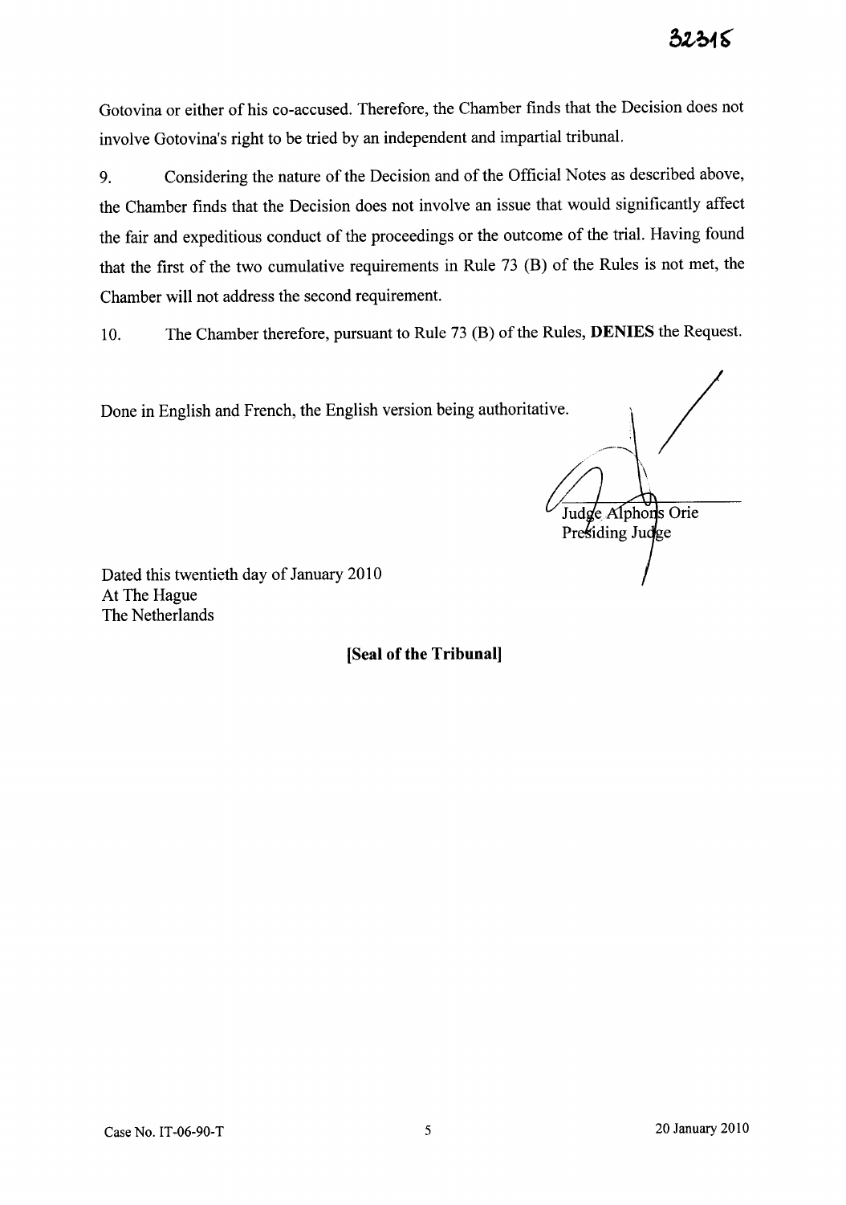Gotovina or either of his co-accused. Therefore, the Chamber finds that the Decision does not involve Gotovina's right to be tried by an independent and impartial tribunal.

9. Considering the nature of the Decision and of the Official Notes as described above, the Chamber finds that the Decision does not involve an issue that would significantly affect the fair and expeditious conduct of the proceedings or the outcome of the trial. Having found that the first of the two cumulative requirements in Rule 73 (B) of the Rules is not met, the Chamber will not address the second requirement.

10. The Chamber therefore, pursuant to Rule 73 (B) of the Rules, **DENIES** the Request.

Done in English and French, the English version being authoritative.

Judge Alphons Orie
Presiding Judge

Dated this twentieth day of January 2010
At The Hague
The Netherlands

**[Seal of the Tribunal]**